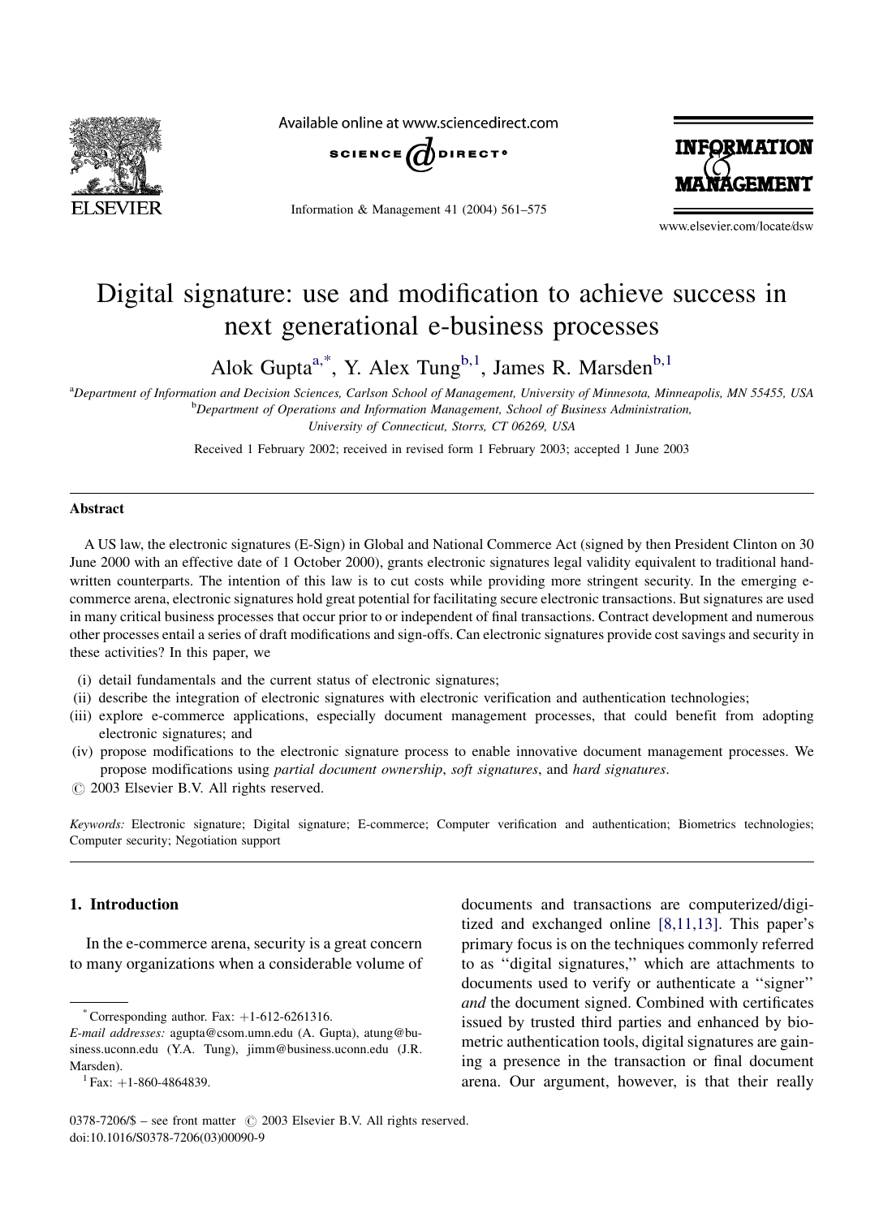# Digital signature: use and modification to achieve success in next generational e-business processes

Alok Gupta[a,*], Y. Alex Tung[b,1], James R. Marsden[b,1]

[a]Department of Information and Decision Sciences, Carlson School of Management, University of Minnesota, Minneapolis, MN 55455, USA

[b]Department of Operations and Information Management, School of Business Administration, University of Connecticut, Storrs, CT 06269, USA

Received 1 February 2002; received in revised form 1 February 2003; accepted 1 June 2003

## Abstract

A US law, the electronic signatures (E-Sign) in Global and National Commerce Act (signed by then President Clinton on 30 June 2000 with an effective date of 1 October 2000), grants electronic signatures legal validity equivalent to traditional handwritten counterparts. The intention of this law is to cut costs while providing more stringent security. In the emerging e-commerce arena, electronic signatures hold great potential for facilitating secure electronic transactions. But signatures are used in many critical business processes that occur prior to or independent of final transactions. Contract development and numerous other processes entail a series of draft modifications and sign-offs. Can electronic signatures provide cost savings and security in these activities? In this paper, we

(i) detail fundamentals and the current status of electronic signatures;
(ii) describe the integration of electronic signatures with electronic verification and authentication technologies;
(iii) explore e-commerce applications, especially document management processes, that could benefit from adopting electronic signatures; and
(iv) propose modifications to the electronic signature process to enable innovative document management processes. We propose modifications using *partial document ownership*, *soft signatures*, and *hard signatures*.

© 2003 Elsevier B.V. All rights reserved.

*Keywords:* Electronic signature; Digital signature; E-commerce; Computer verification and authentication; Biometrics technologies; Computer security; Negotiation support

## 1. Introduction

In the e-commerce arena, security is a great concern to many organizations when a considerable volume of documents and transactions are computerized/digitized and exchanged online [8,11,13]. This paper's primary focus is on the techniques commonly referred to as "digital signatures," which are attachments to documents used to verify or authenticate a "signer" *and* the document signed. Combined with certificates issued by trusted third parties and enhanced by biometric authentication tools, digital signatures are gaining a presence in the transaction or final document arena. Our argument, however, is that their really

* Corresponding author. Fax: +1-612-6261316.
*E-mail addresses:* agupta@csom.umn.edu (A. Gupta), atung@business.uconn.edu (Y.A. Tung), jimm@business.uconn.edu (J.R. Marsden).
[1] Fax: +1-860-4864839.

0378-7206/$ – see front matter © 2003 Elsevier B.V. All rights reserved.
doi:10.1016/S0378-7206(03)00090-9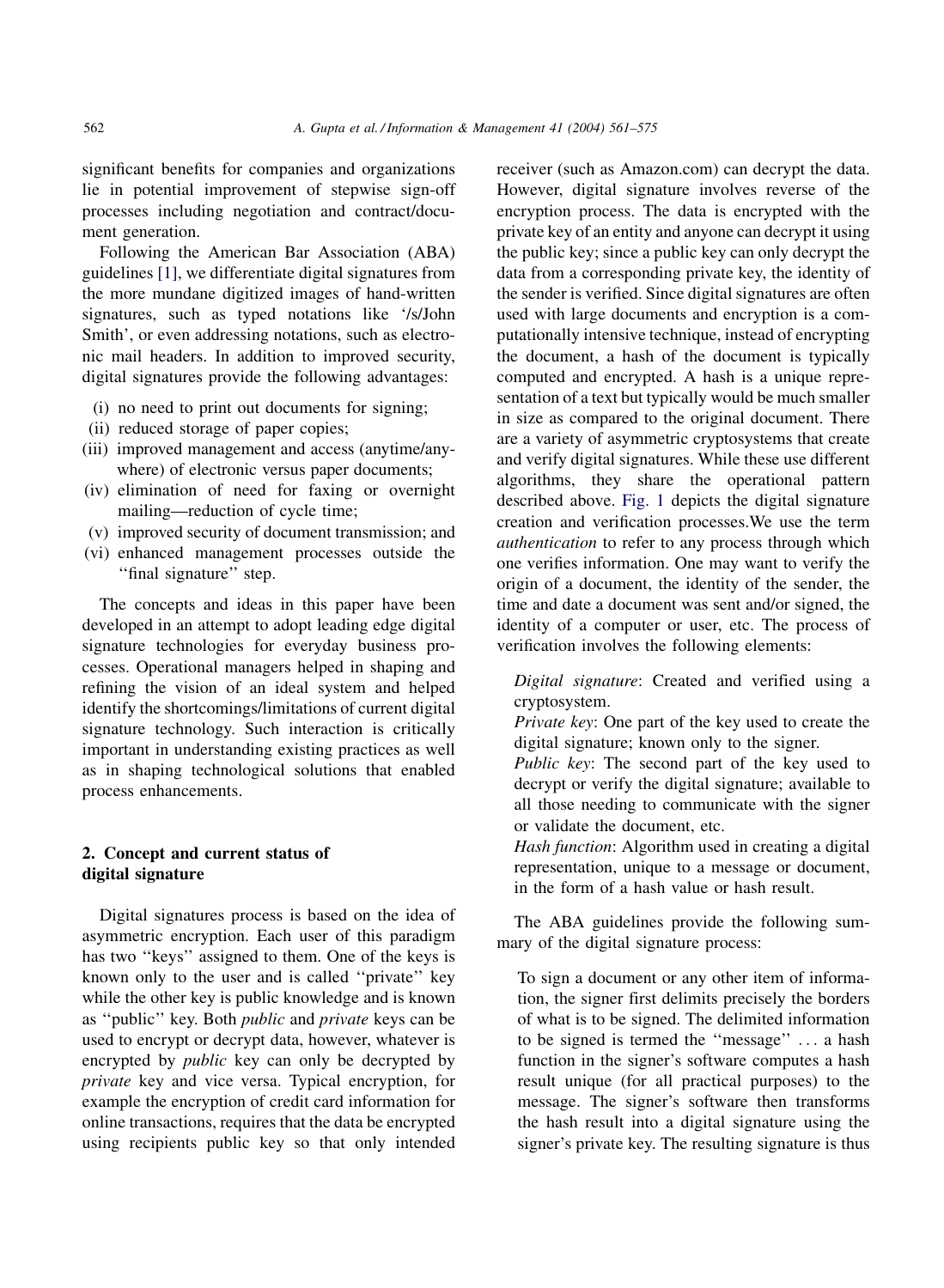significant benefits for companies and organizations lie in potential improvement of stepwise sign-off processes including negotiation and contract/document generation.

Following the American Bar Association (ABA) guidelines [1], we differentiate digital signatures from the more mundane digitized images of hand-written signatures, such as typed notations like '/s/John Smith', or even addressing notations, such as electronic mail headers. In addition to improved security, digital signatures provide the following advantages:

(i) no need to print out documents for signing;
(ii) reduced storage of paper copies;
(iii) improved management and access (anytime/anywhere) of electronic versus paper documents;
(iv) elimination of need for faxing or overnight mailing—reduction of cycle time;
(v) improved security of document transmission; and
(vi) enhanced management processes outside the ''final signature'' step.

The concepts and ideas in this paper have been developed in an attempt to adopt leading edge digital signature technologies for everyday business processes. Operational managers helped in shaping and refining the vision of an ideal system and helped identify the shortcomings/limitations of current digital signature technology. Such interaction is critically important in understanding existing practices as well as in shaping technological solutions that enabled process enhancements.

## 2. Concept and current status of digital signature

Digital signatures process is based on the idea of asymmetric encryption. Each user of this paradigm has two ''keys'' assigned to them. One of the keys is known only to the user and is called ''private'' key while the other key is public knowledge and is known as ''public'' key. Both *public* and *private* keys can be used to encrypt or decrypt data, however, whatever is encrypted by *public* key can only be decrypted by *private* key and vice versa. Typical encryption, for example the encryption of credit card information for online transactions, requires that the data be encrypted using recipients public key so that only intended receiver (such as Amazon.com) can decrypt the data. However, digital signature involves reverse of the encryption process. The data is encrypted with the private key of an entity and anyone can decrypt it using the public key; since a public key can only decrypt the data from a corresponding private key, the identity of the sender is verified. Since digital signatures are often used with large documents and encryption is a computationally intensive technique, instead of encrypting the document, a hash of the document is typically computed and encrypted. A hash is a unique representation of a text but typically would be much smaller in size as compared to the original document. There are a variety of asymmetric cryptosystems that create and verify digital signatures. While these use different algorithms, they share the operational pattern described above. Fig. 1 depicts the digital signature creation and verification processes.We use the term *authentication* to refer to any process through which one verifies information. One may want to verify the origin of a document, the identity of the sender, the time and date a document was sent and/or signed, the identity of a computer or user, etc. The process of verification involves the following elements:

*Digital signature*: Created and verified using a cryptosystem.
*Private key*: One part of the key used to create the digital signature; known only to the signer.
*Public key*: The second part of the key used to decrypt or verify the digital signature; available to all those needing to communicate with the signer or validate the document, etc.
*Hash function*: Algorithm used in creating a digital representation, unique to a message or document, in the form of a hash value or hash result.

The ABA guidelines provide the following summary of the digital signature process:

> To sign a document or any other item of information, the signer first delimits precisely the borders of what is to be signed. The delimited information to be signed is termed the ''message'' ... a hash function in the signer's software computes a hash result unique (for all practical purposes) to the message. The signer's software then transforms the hash result into a digital signature using the signer's private key. The resulting signature is thus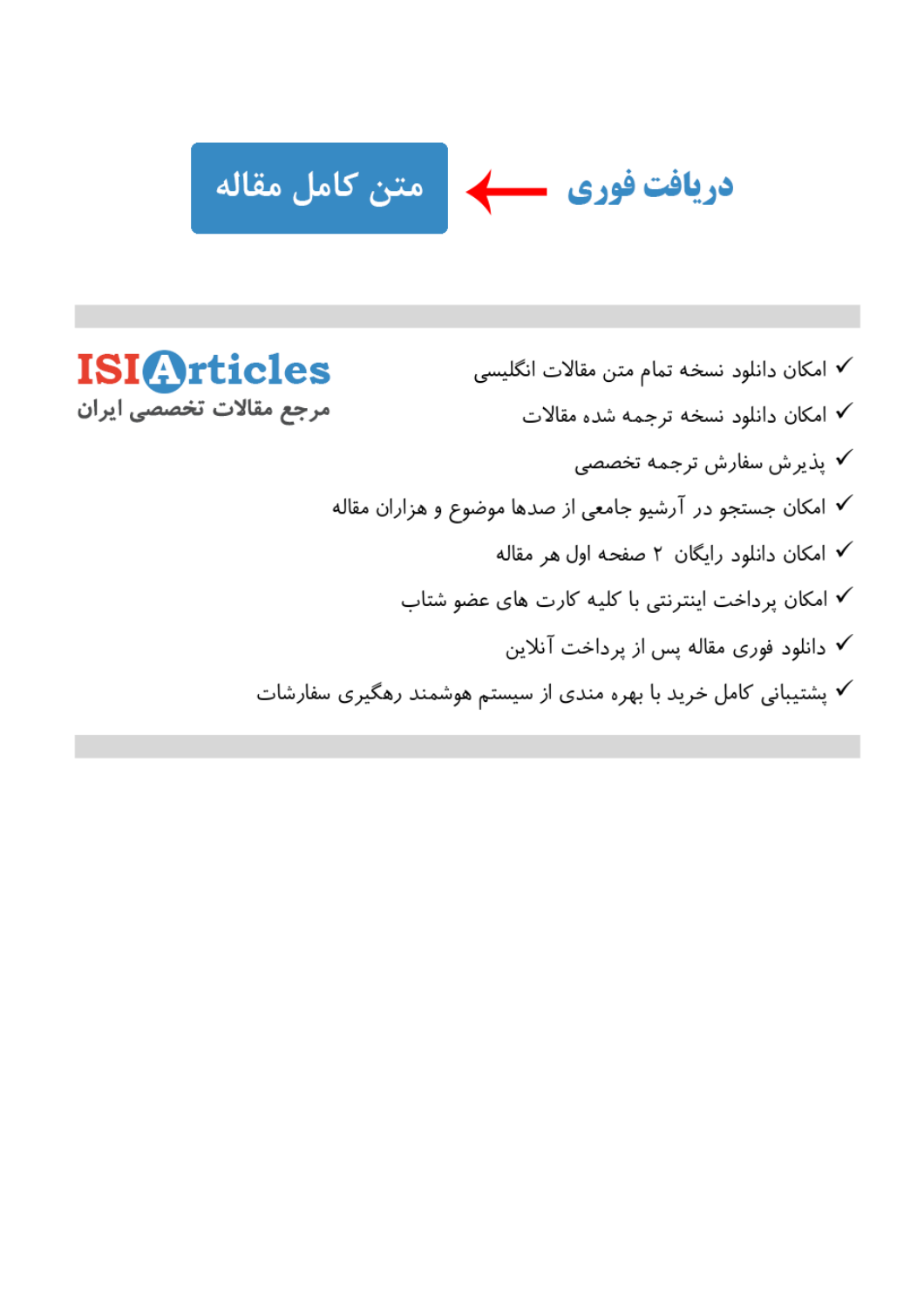دریافت فوری ← **متن کامل مقاله**

**ISIArticles**
مرجع مقالات تخصصی ایران

- ✓ امکان دانلود نسخه تمام متن مقالات انگلیسی
- ✓ امکان دانلود نسخه ترجمه شده مقالات
- ✓ پذیرش سفارش ترجمه تخصصی
- ✓ امکان جستجو در آرشیو جامعی از صدها موضوع و هزاران مقاله
- ✓ امکان دانلود رایگان ۲ صفحه اول هر مقاله
- ✓ امکان پرداخت اینترنتی با کلیه کارت های عضو شتاب
- ✓ دانلود فوری مقاله پس از پرداخت آنلاین
- ✓ پشتیبانی کامل خرید با بهره مندی از سیستم هوشمند رهگیری سفارشات